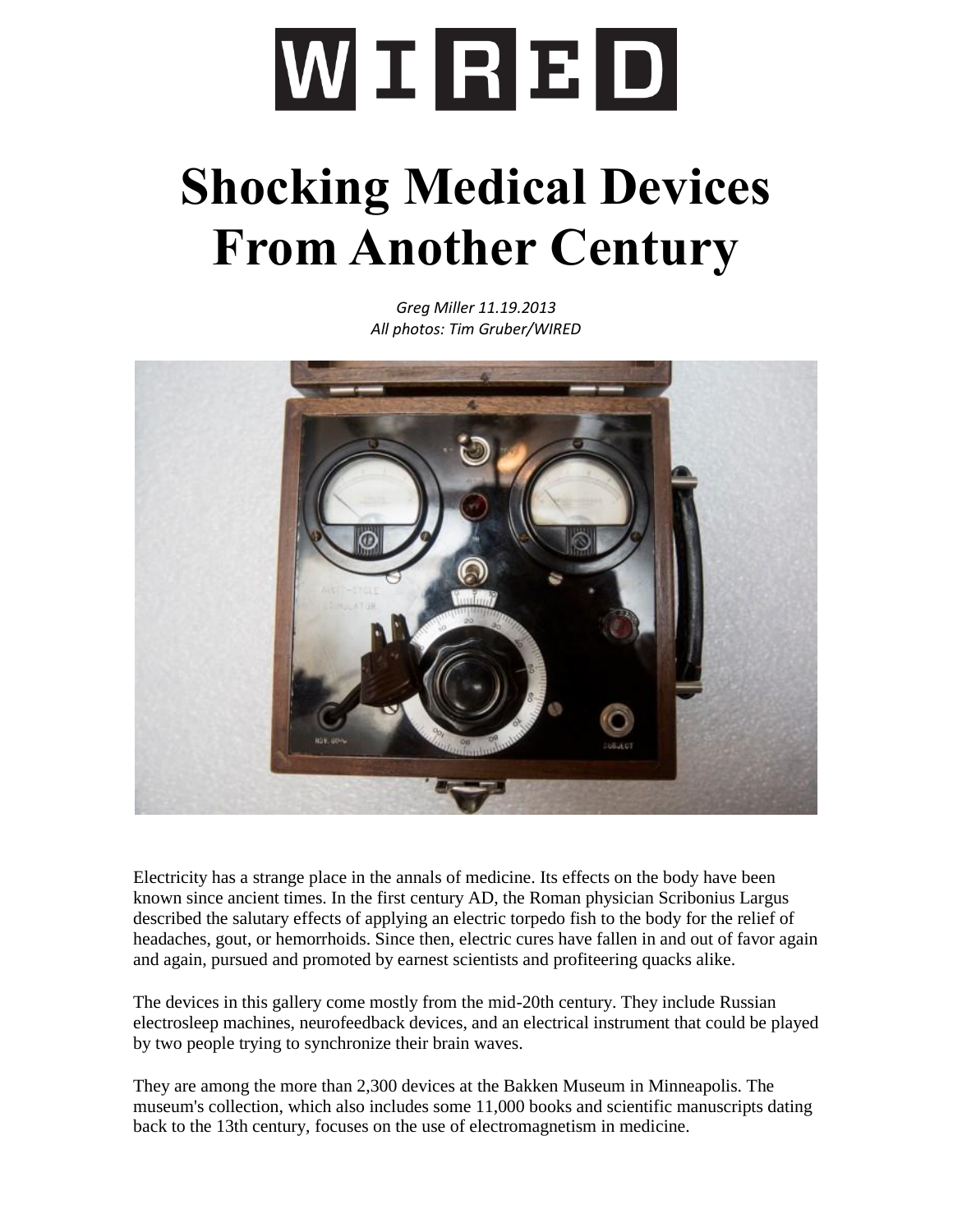# WIRED

# Shocking Medical Devices From Another Century

*Greg Miller 11.19.2013*
*All photos: Tim Gruber/WIRED*

Electricity has a strange place in the annals of medicine. Its effects on the body have been known since ancient times. In the first century AD, the Roman physician Scribonius Largus described the salutary effects of applying an electric torpedo fish to the body for the relief of headaches, gout, or hemorrhoids. Since then, electric cures have fallen in and out of favor again and again, pursued and promoted by earnest scientists and profiteering quacks alike.

The devices in this gallery come mostly from the mid-20th century. They include Russian electrosleep machines, neurofeedback devices, and an electrical instrument that could be played by two people trying to synchronize their brain waves.

They are among the more than 2,300 devices at the Bakken Museum in Minneapolis. The museum's collection, which also includes some 11,000 books and scientific manuscripts dating back to the 13th century, focuses on the use of electromagnetism in medicine.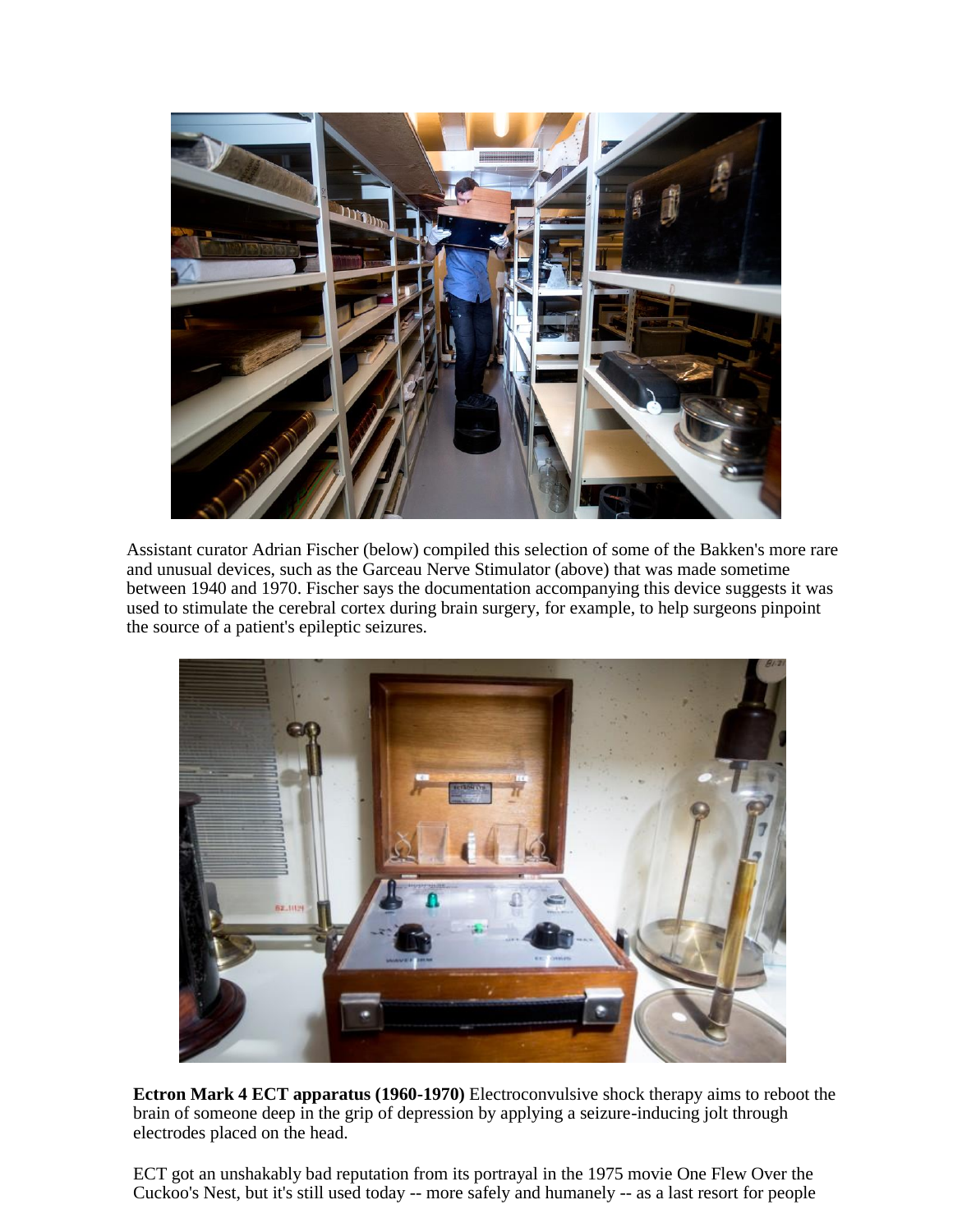Assistant curator Adrian Fischer (below) compiled this selection of some of the Bakken's more rare and unusual devices, such as the Garceau Nerve Stimulator (above) that was made sometime between 1940 and 1970. Fischer says the documentation accompanying this device suggests it was used to stimulate the cerebral cortex during brain surgery, for example, to help surgeons pinpoint the source of a patient's epileptic seizures.

**Ectron Mark 4 ECT apparatus (1960-1970)** Electroconvulsive shock therapy aims to reboot the brain of someone deep in the grip of depression by applying a seizure-inducing jolt through electrodes placed on the head.

ECT got an unshakably bad reputation from its portrayal in the 1975 movie One Flew Over the Cuckoo's Nest, but it's still used today -- more safely and humanely -- as a last resort for people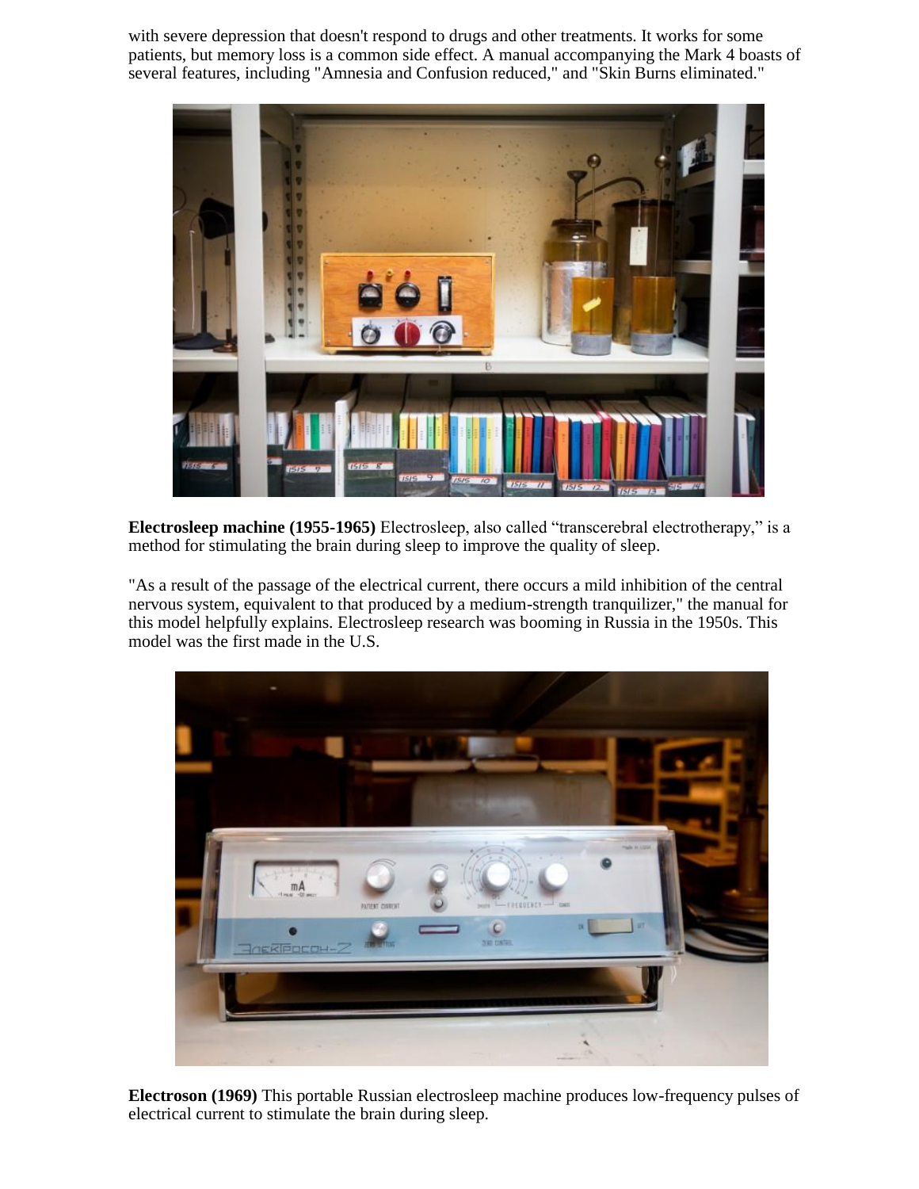with severe depression that doesn't respond to drugs and other treatments. It works for some patients, but memory loss is a common side effect. A manual accompanying the Mark 4 boasts of several features, including "Amnesia and Confusion reduced," and "Skin Burns eliminated."

**Electrosleep machine (1955-1965)** Electrosleep, also called "transcerebral electrotherapy," is a method for stimulating the brain during sleep to improve the quality of sleep.

"As a result of the passage of the electrical current, there occurs a mild inhibition of the central nervous system, equivalent to that produced by a medium-strength tranquilizer," the manual for this model helpfully explains. Electrosleep research was booming in Russia in the 1950s. This model was the first made in the U.S.

**Electroson (1969)** This portable Russian electrosleep machine produces low-frequency pulses of electrical current to stimulate the brain during sleep.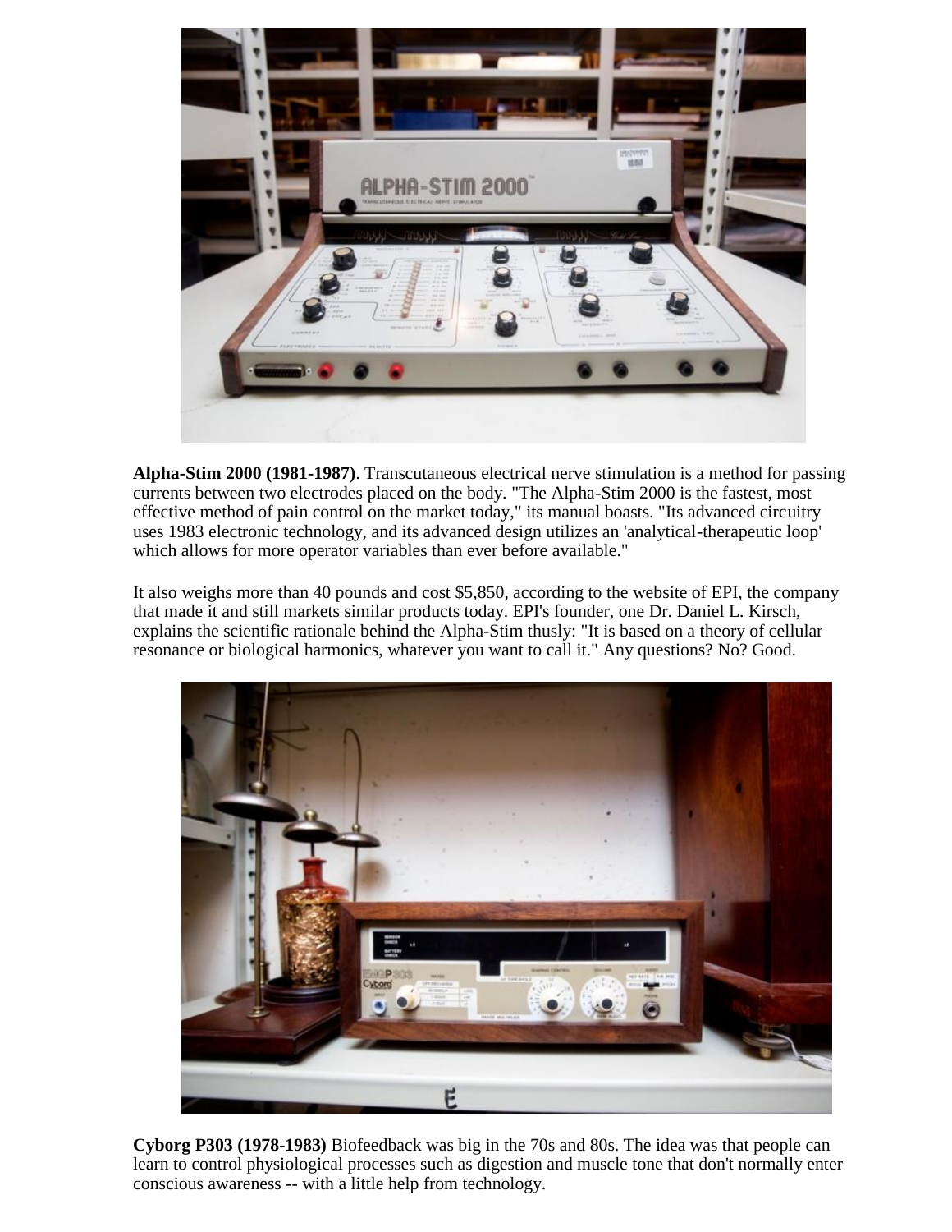**Alpha-Stim 2000 (1981-1987)**. Transcutaneous electrical nerve stimulation is a method for passing currents between two electrodes placed on the body. "The Alpha-Stim 2000 is the fastest, most effective method of pain control on the market today," its manual boasts. "Its advanced circuitry uses 1983 electronic technology, and its advanced design utilizes an 'analytical-therapeutic loop' which allows for more operator variables than ever before available."

It also weighs more than 40 pounds and cost $5,850, according to the website of EPI, the company that made it and still markets similar products today. EPI's founder, one Dr. Daniel L. Kirsch, explains the scientific rationale behind the Alpha-Stim thusly: "It is based on a theory of cellular resonance or biological harmonics, whatever you want to call it." Any questions? No? Good.

**Cyborg P303 (1978-1983)** Biofeedback was big in the 70s and 80s. The idea was that people can learn to control physiological processes such as digestion and muscle tone that don't normally enter conscious awareness -- with a little help from technology.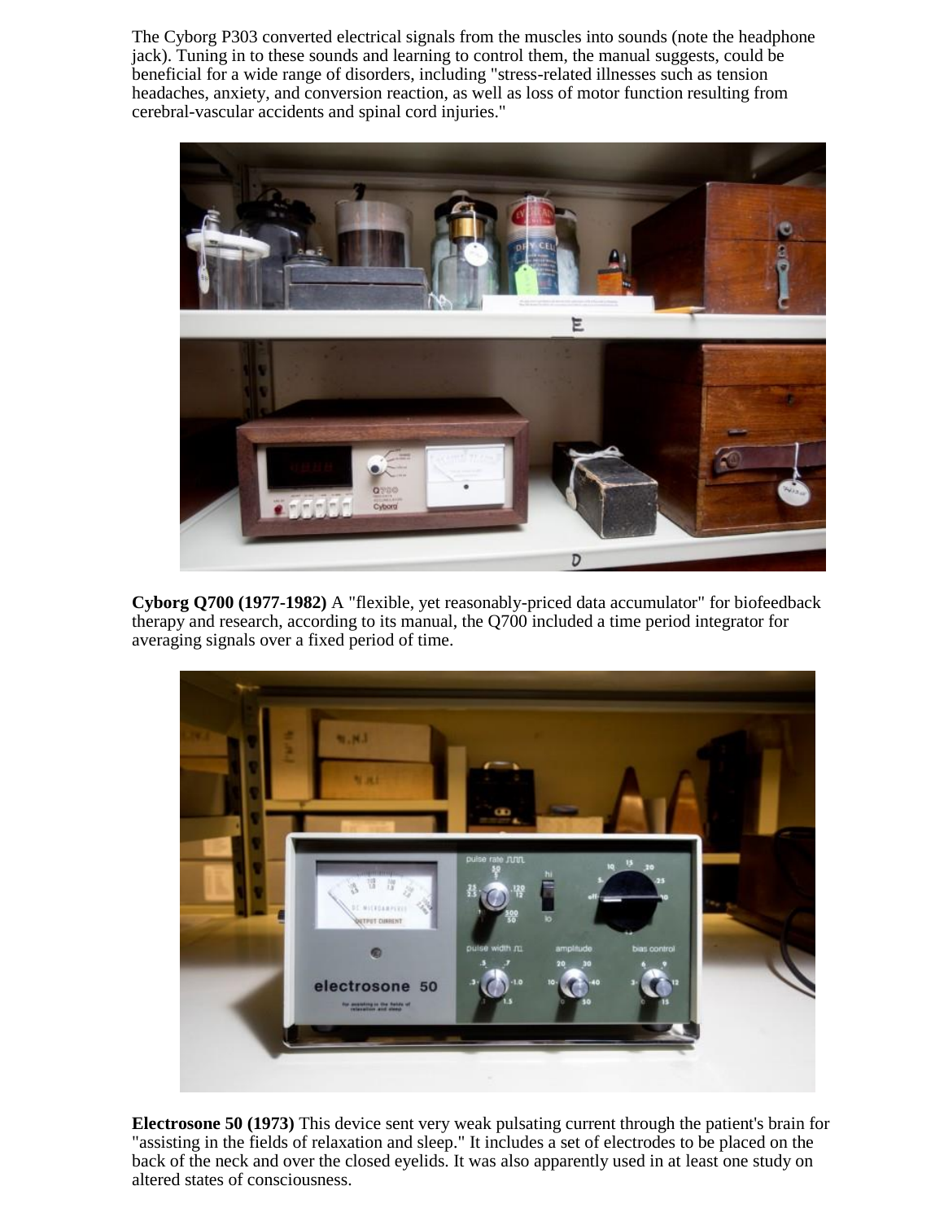The Cyborg P303 converted electrical signals from the muscles into sounds (note the headphone jack). Tuning in to these sounds and learning to control them, the manual suggests, could be beneficial for a wide range of disorders, including "stress-related illnesses such as tension headaches, anxiety, and conversion reaction, as well as loss of motor function resulting from cerebral-vascular accidents and spinal cord injuries."

**Cyborg Q700 (1977-1982)** A "flexible, yet reasonably-priced data accumulator" for biofeedback therapy and research, according to its manual, the Q700 included a time period integrator for averaging signals over a fixed period of time.

**Electrosone 50 (1973)** This device sent very weak pulsating current through the patient's brain for "assisting in the fields of relaxation and sleep." It includes a set of electrodes to be placed on the back of the neck and over the closed eyelids. It was also apparently used in at least one study on altered states of consciousness.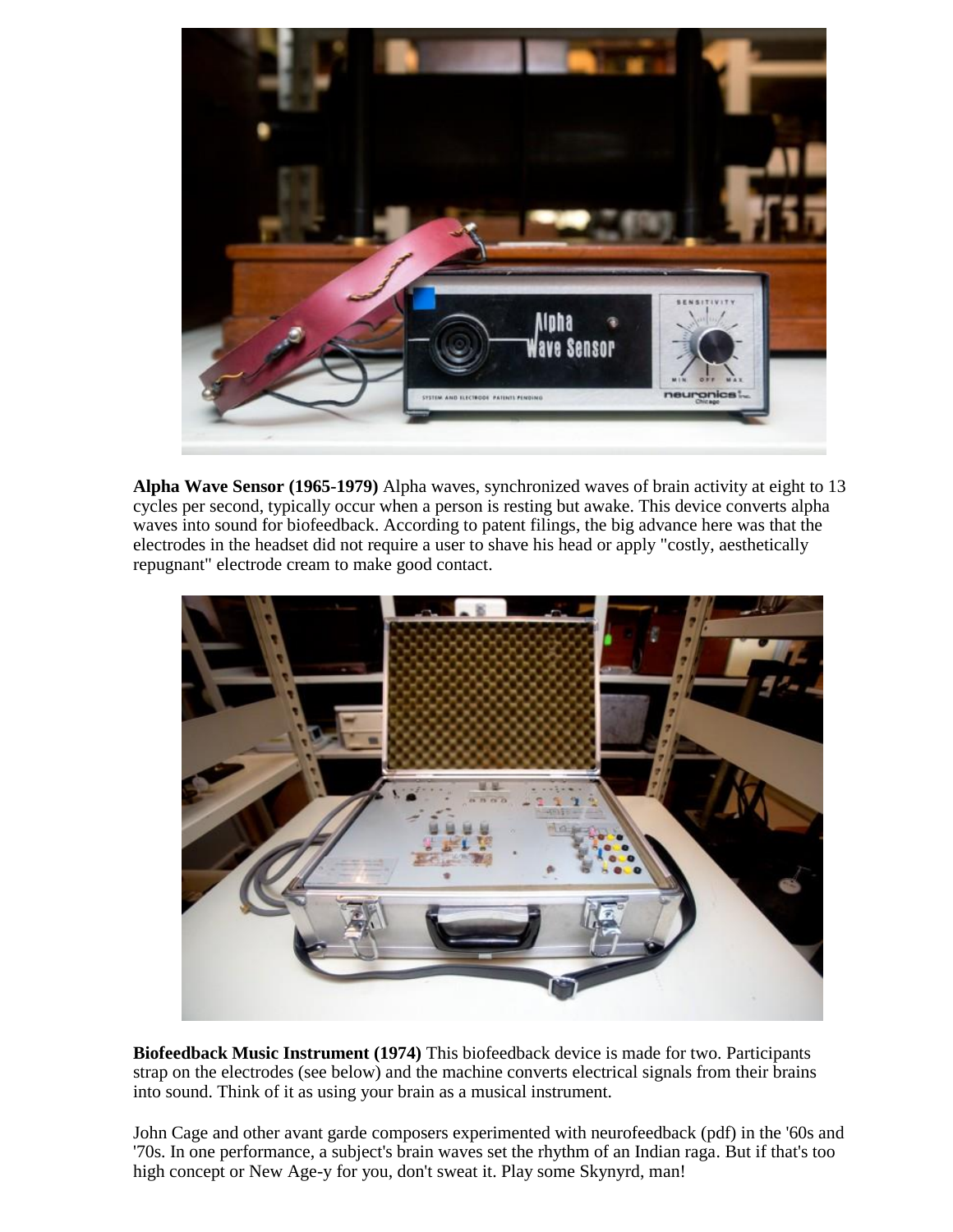**Alpha Wave Sensor (1965-1979)** Alpha waves, synchronized waves of brain activity at eight to 13 cycles per second, typically occur when a person is resting but awake. This device converts alpha waves into sound for biofeedback. According to patent filings, the big advance here was that the electrodes in the headset did not require a user to shave his head or apply "costly, aesthetically repugnant" electrode cream to make good contact.

**Biofeedback Music Instrument (1974)** This biofeedback device is made for two. Participants strap on the electrodes (see below) and the machine converts electrical signals from their brains into sound. Think of it as using your brain as a musical instrument.

John Cage and other avant garde composers experimented with neurofeedback (pdf) in the '60s and '70s. In one performance, a subject's brain waves set the rhythm of an Indian raga. But if that's too high concept or New Age-y for you, don't sweat it. Play some Skynyrd, man!